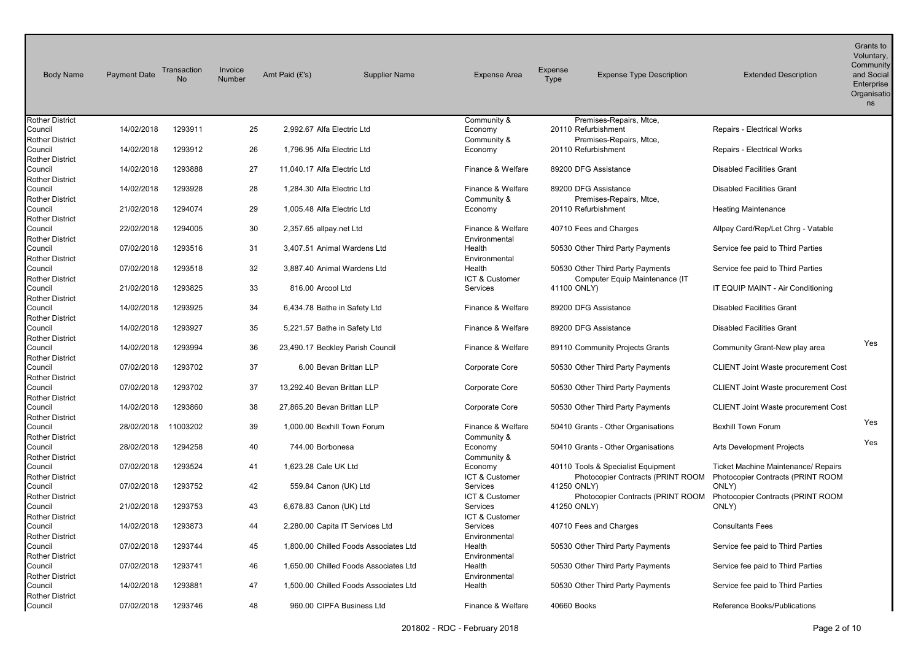| Body Name | Payment Date | Transaction No | Invoice Number | Amt Paid (£'s) | Supplier Name | Expense Area | Expense Type | Expense Type Description | Extended Description | Grants to Voluntary, Community and Social Enterprise Organisations |
|---|---|---|---|---|---|---|---|---|---|---|
| Rother District Council | 14/02/2018 | 1293911 | 25 | 2,992.67 | Alfa Electric Ltd | Community & Economy | 20110 | Premises-Repairs, Mtce, Refurbishment | Repairs - Electrical Works | |
| Rother District Council | 14/02/2018 | 1293912 | 26 | 1,796.95 | Alfa Electric Ltd | Community & Economy | 20110 | Premises-Repairs, Mtce, Refurbishment | Repairs - Electrical Works | |
| Rother District Council | 14/02/2018 | 1293888 | 27 | 11,040.17 | Alfa Electric Ltd | Finance & Welfare | 89200 | DFG Assistance | Disabled Facilities Grant | |
| Rother District Council | 14/02/2018 | 1293928 | 28 | 1,284.30 | Alfa Electric Ltd | Finance & Welfare | 89200 | DFG Assistance | Disabled Facilities Grant | |
| Rother District Council | 21/02/2018 | 1294074 | 29 | 1,005.48 | Alfa Electric Ltd | Community & Economy | 20110 | Premises-Repairs, Mtce, Refurbishment | Heating Maintenance | |
| Rother District Council | 22/02/2018 | 1294005 | 30 | 2,357.65 | allpay.net Ltd | Finance & Welfare | 40710 | Fees and Charges | Allpay Card/Rep/Let Chrg - Vatable | |
| Rother District Council | 07/02/2018 | 1293516 | 31 | 3,407.51 | Animal Wardens Ltd | Environmental Health | 50530 | Other Third Party Payments | Service fee paid to Third Parties | |
| Rother District Council | 07/02/2018 | 1293518 | 32 | 3,887.40 | Animal Wardens Ltd | Environmental Health | 50530 | Other Third Party Payments | Service fee paid to Third Parties | |
| Rother District Council | 21/02/2018 | 1293825 | 33 | 816.00 | Arcool Ltd | ICT & Customer Services | 41100 | Computer Equip Maintenance (IT ONLY) | IT EQUIP MAINT - Air Conditioning | |
| Rother District Council | 14/02/2018 | 1293925 | 34 | 6,434.78 | Bathe in Safety Ltd | Finance & Welfare | 89200 | DFG Assistance | Disabled Facilities Grant | |
| Rother District Council | 14/02/2018 | 1293927 | 35 | 5,221.57 | Bathe in Safety Ltd | Finance & Welfare | 89200 | DFG Assistance | Disabled Facilities Grant | |
| Rother District Council | 14/02/2018 | 1293994 | 36 | 23,490.17 | Beckley Parish Council | Finance & Welfare | 89110 | Community Projects Grants | Community Grant-New play area | Yes |
| Rother District Council | 07/02/2018 | 1293702 | 37 | 6.00 | Bevan Brittan LLP | Corporate Core | 50530 | Other Third Party Payments | CLIENT Joint Waste procurement Cost | |
| Rother District Council | 07/02/2018 | 1293702 | 37 | 13,292.40 | Bevan Brittan LLP | Corporate Core | 50530 | Other Third Party Payments | CLIENT Joint Waste procurement Cost | |
| Rother District Council | 14/02/2018 | 1293860 | 38 | 27,865.20 | Bevan Brittan LLP | Corporate Core | 50530 | Other Third Party Payments | CLIENT Joint Waste procurement Cost | |
| Rother District Council | 28/02/2018 | 11003202 | 39 | 1,000.00 | Bexhill Town Forum | Finance & Welfare | 50410 | Grants - Other Organisations | Bexhill Town Forum | Yes |
| Rother District Council | 28/02/2018 | 1294258 | 40 | 744.00 | Borbonesa | Community & Economy | 50410 | Grants - Other Organisations | Arts Development Projects | Yes |
| Rother District Council | 07/02/2018 | 1293524 | 41 | 1,623.28 | Cale UK Ltd | Community & Economy | 40110 | Tools & Specialist Equipment | Ticket Machine Maintenance/ Repairs | |
| Rother District Council | 07/02/2018 | 1293752 | 42 | 559.84 | Canon (UK) Ltd | ICT & Customer Services | 41250 | Photocopier Contracts (PRINT ROOM ONLY) | Photocopier Contracts (PRINT ROOM ONLY) | |
| Rother District Council | 21/02/2018 | 1293753 | 43 | 6,678.83 | Canon (UK) Ltd | ICT & Customer Services | 41250 | Photocopier Contracts (PRINT ROOM ONLY) | Photocopier Contracts (PRINT ROOM ONLY) | |
| Rother District Council | 14/02/2018 | 1293873 | 44 | 2,280.00 | Capita IT Services Ltd | ICT & Customer Services | 40710 | Fees and Charges | Consultants Fees | |
| Rother District Council | 07/02/2018 | 1293744 | 45 | 1,800.00 | Chilled Foods Associates Ltd | Environmental Health | 50530 | Other Third Party Payments | Service fee paid to Third Parties | |
| Rother District Council | 07/02/2018 | 1293741 | 46 | 1,650.00 | Chilled Foods Associates Ltd | Environmental Health | 50530 | Other Third Party Payments | Service fee paid to Third Parties | |
| Rother District Council | 14/02/2018 | 1293881 | 47 | 1,500.00 | Chilled Foods Associates Ltd | Environmental Health | 50530 | Other Third Party Payments | Service fee paid to Third Parties | |
| Rother District Council | 07/02/2018 | 1293746 | 48 | 960.00 | CIPFA Business Ltd | Finance & Welfare | 40660 | Books | Reference Books/Publications | |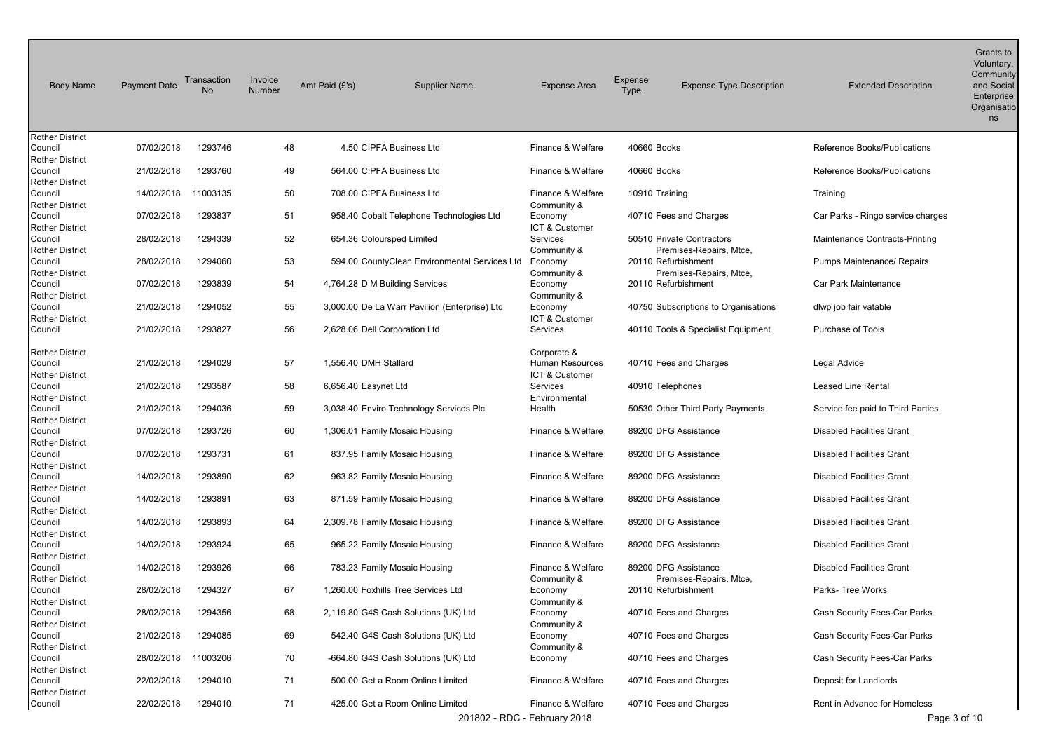| Body Name | Payment Date | Transaction No | Invoice Number | Amt Paid (£'s) | Supplier Name | Expense Area | Expense Type | Expense Type Description | Extended Description | Grants to Voluntary, Community and Social Enterprise Organisations |
|---|---|---|---|---|---|---|---|---|---|---|
| Rother District Council | 07/02/2018 | 1293746 | 48 | 4.50 | CIPFA Business Ltd | Finance & Welfare | 40660 | Books | Reference Books/Publications | |
| Rother District Council | 21/02/2018 | 1293760 | 49 | 564.00 | CIPFA Business Ltd | Finance & Welfare | 40660 | Books | Reference Books/Publications | |
| Rother District Council | 14/02/2018 | 11003135 | 50 | 708.00 | CIPFA Business Ltd | Finance & Welfare | 10910 | Training | Training | |
| Rother District Council | 07/02/2018 | 1293837 | 51 | 958.40 | Cobalt Telephone Technologies Ltd | Community & Economy | 40710 | Fees and Charges | Car Parks - Ringo service charges | |
| Rother District Council | 28/02/2018 | 1294339 | 52 | 654.36 | Coloursped Limited | ICT & Customer Services | 50510 | Private Contractors | Maintenance Contracts-Printing | |
| Rother District Council | 28/02/2018 | 1294060 | 53 | 594.00 | CountyClean Environmental Services Ltd | Community & Economy | 20110 | Premises-Repairs, Mtce, Refurbishment | Pumps Maintenance/ Repairs | |
| Rother District Council | 07/02/2018 | 1293839 | 54 | 4,764.28 | D M Building Services | Community & Economy | 20110 | Premises-Repairs, Mtce, Refurbishment | Car Park Maintenance | |
| Rother District Council | 21/02/2018 | 1294052 | 55 | 3,000.00 | De La Warr Pavilion (Enterprise) Ltd | Community & Economy | 40750 | Subscriptions to Organisations | dlwp job fair vatable | |
| Rother District Council | 21/02/2018 | 1293827 | 56 | 2,628.06 | Dell Corporation Ltd | ICT & Customer Services | 40110 | Tools & Specialist Equipment | Purchase of Tools | |
| Rother District Council | 21/02/2018 | 1294029 | 57 | 1,556.40 | DMH Stallard | Corporate & Human Resources | 40710 | Fees and Charges | Legal Advice | |
| Rother District Council | 21/02/2018 | 1293587 | 58 | 6,656.40 | Easynet Ltd | ICT & Customer Services | 40910 | Telephones | Leased Line Rental | |
| Rother District Council | 21/02/2018 | 1294036 | 59 | 3,038.40 | Enviro Technology Services Plc | Environmental Health | 50530 | Other Third Party Payments | Service fee paid to Third Parties | |
| Rother District Council | 07/02/2018 | 1293726 | 60 | 1,306.01 | Family Mosaic Housing | Finance & Welfare | 89200 | DFG Assistance | Disabled Facilities Grant | |
| Rother District Council | 07/02/2018 | 1293731 | 61 | 837.95 | Family Mosaic Housing | Finance & Welfare | 89200 | DFG Assistance | Disabled Facilities Grant | |
| Rother District Council | 14/02/2018 | 1293890 | 62 | 963.82 | Family Mosaic Housing | Finance & Welfare | 89200 | DFG Assistance | Disabled Facilities Grant | |
| Rother District Council | 14/02/2018 | 1293891 | 63 | 871.59 | Family Mosaic Housing | Finance & Welfare | 89200 | DFG Assistance | Disabled Facilities Grant | |
| Rother District Council | 14/02/2018 | 1293893 | 64 | 2,309.78 | Family Mosaic Housing | Finance & Welfare | 89200 | DFG Assistance | Disabled Facilities Grant | |
| Rother District Council | 14/02/2018 | 1293924 | 65 | 965.22 | Family Mosaic Housing | Finance & Welfare | 89200 | DFG Assistance | Disabled Facilities Grant | |
| Rother District Council | 14/02/2018 | 1293926 | 66 | 783.23 | Family Mosaic Housing | Finance & Welfare | 89200 | DFG Assistance | Disabled Facilities Grant | |
| Rother District Council | 28/02/2018 | 1294327 | 67 | 1,260.00 | Foxhills Tree Services Ltd | Community & Economy | 20110 | Premises-Repairs, Mtce, Refurbishment | Parks- Tree Works | |
| Rother District Council | 28/02/2018 | 1294356 | 68 | 2,119.80 | G4S Cash Solutions (UK) Ltd | Community & Economy | 40710 | Fees and Charges | Cash Security Fees-Car Parks | |
| Rother District Council | 21/02/2018 | 1294085 | 69 | 542.40 | G4S Cash Solutions (UK) Ltd | Community & Economy | 40710 | Fees and Charges | Cash Security Fees-Car Parks | |
| Rother District Council | 28/02/2018 | 11003206 | 70 | -664.80 | G4S Cash Solutions (UK) Ltd | Community & Economy | 40710 | Fees and Charges | Cash Security Fees-Car Parks | |
| Rother District Council | 22/02/2018 | 1294010 | 71 | 500.00 | Get a Room Online Limited | Finance & Welfare | 40710 | Fees and Charges | Deposit for Landlords | |
| Rother District Council | 22/02/2018 | 1294010 | 71 | 425.00 | Get a Room Online Limited | Finance & Welfare | 40710 | Fees and Charges | Rent in Advance for Homeless | |

201802 - RDC - February 2018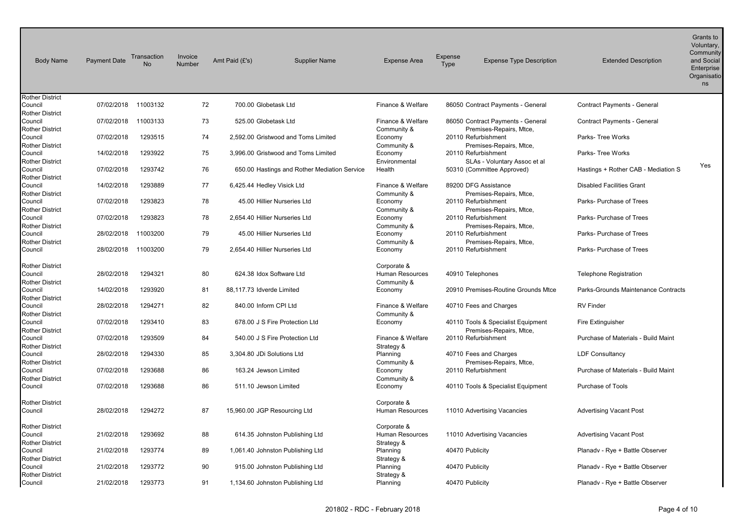| Body Name | Payment Date | Transaction No | Invoice Number | Amt Paid (£'s) | Supplier Name | Expense Area | Expense Type | Expense Type Description | Extended Description | Grants to Voluntary, Community and Social Enterprise Organisations |
|---|---|---|---|---|---|---|---|---|---|---|
| Rother District Council | 07/02/2018 | 11003132 | 72 | 700.00 | Globetask Ltd | Finance & Welfare | 86050 | Contract Payments - General | Contract Payments - General | |
| Rother District Council | 07/02/2018 | 11003133 | 73 | 525.00 | Globetask Ltd | Finance & Welfare | 86050 | Contract Payments - General | Contract Payments - General | |
| Rother District Council | 07/02/2018 | 1293515 | 74 | 2,592.00 | Gristwood and Toms Limited | Community & Economy | 20110 | Premises-Repairs, Mtce, Refurbishment | Parks- Tree Works | |
| Rother District Council | 14/02/2018 | 1293922 | 75 | 3,996.00 | Gristwood and Toms Limited | Community & Economy | 20110 | Premises-Repairs, Mtce, Refurbishment | Parks- Tree Works | |
| Rother District Council | 07/02/2018 | 1293742 | 76 | 650.00 | Hastings and Rother Mediation Service | Environmental Health | 50310 | SLAs - Voluntary Assoc et al (Committee Approved) | Hastings + Rother CAB - Mediation S | Yes |
| Rother District Council | 14/02/2018 | 1293889 | 77 | 6,425.44 | Hedley Visick Ltd | Finance & Welfare | 89200 | DFG Assistance | Disabled Facilities Grant | |
| Rother District Council | 07/02/2018 | 1293823 | 78 | 45.00 | Hillier Nurseries Ltd | Community & Economy | 20110 | Premises-Repairs, Mtce, Refurbishment | Parks- Purchase of Trees | |
| Rother District Council | 07/02/2018 | 1293823 | 78 | 2,654.40 | Hillier Nurseries Ltd | Community & Economy | 20110 | Premises-Repairs, Mtce, Refurbishment | Parks- Purchase of Trees | |
| Rother District Council | 28/02/2018 | 11003200 | 79 | 45.00 | Hillier Nurseries Ltd | Community & Economy | 20110 | Premises-Repairs, Mtce, Refurbishment | Parks- Purchase of Trees | |
| Rother District Council | 28/02/2018 | 11003200 | 79 | 2,654.40 | Hillier Nurseries Ltd | Community & Economy | 20110 | Premises-Repairs, Mtce, Refurbishment | Parks- Purchase of Trees | |
| Rother District Council | 28/02/2018 | 1294321 | 80 | 624.38 | Idox Software Ltd | Corporate & Human Resources | 40910 | Telephones | Telephone Registration | |
| Rother District Council | 14/02/2018 | 1293920 | 81 | 88,117.73 | Idverde Limited | Community & Economy | 20910 | Premises-Routine Grounds Mtce | Parks-Grounds Maintenance Contracts | |
| Rother District Council | 28/02/2018 | 1294271 | 82 | 840.00 | Inform CPI Ltd | Finance & Welfare | 40710 | Fees and Charges | RV Finder | |
| Rother District Council | 07/02/2018 | 1293410 | 83 | 678.00 | J S Fire Protection Ltd | Community & Economy | 40110 | Tools & Specialist Equipment | Fire Extinguisher | |
| Rother District Council | 07/02/2018 | 1293509 | 84 | 540.00 | J S Fire Protection Ltd | Finance & Welfare | 20110 | Premises-Repairs, Mtce, Refurbishment | Purchase of Materials - Build Maint | |
| Rother District Council | 28/02/2018 | 1294330 | 85 | 3,304.80 | JDi Solutions Ltd | Strategy & Planning | 40710 | Fees and Charges | LDF Consultancy | |
| Rother District Council | 07/02/2018 | 1293688 | 86 | 163.24 | Jewson Limited | Community & Economy | 20110 | Premises-Repairs, Mtce, Refurbishment | Purchase of Materials - Build Maint | |
| Rother District Council | 07/02/2018 | 1293688 | 86 | 511.10 | Jewson Limited | Community & Economy | 40110 | Tools & Specialist Equipment | Purchase of Tools | |
| Rother District Council | 28/02/2018 | 1294272 | 87 | 15,960.00 | JGP Resourcing Ltd | Corporate & Human Resources | 11010 | Advertising Vacancies | Advertising Vacant Post | |
| Rother District Council | 21/02/2018 | 1293692 | 88 | 614.35 | Johnston Publishing Ltd | Corporate & Human Resources | 11010 | Advertising Vacancies | Advertising Vacant Post | |
| Rother District Council | 21/02/2018 | 1293774 | 89 | 1,061.40 | Johnston Publishing Ltd | Strategy & Planning | 40470 | Publicity | Planadv - Rye + Battle Observer | |
| Rother District Council | 21/02/2018 | 1293772 | 90 | 915.00 | Johnston Publishing Ltd | Strategy & Planning | 40470 | Publicity | Planadv - Rye + Battle Observer | |
| Rother District Council | 21/02/2018 | 1293773 | 91 | 1,134.60 | Johnston Publishing Ltd | Strategy & Planning | 40470 | Publicity | Planadv - Rye + Battle Observer | |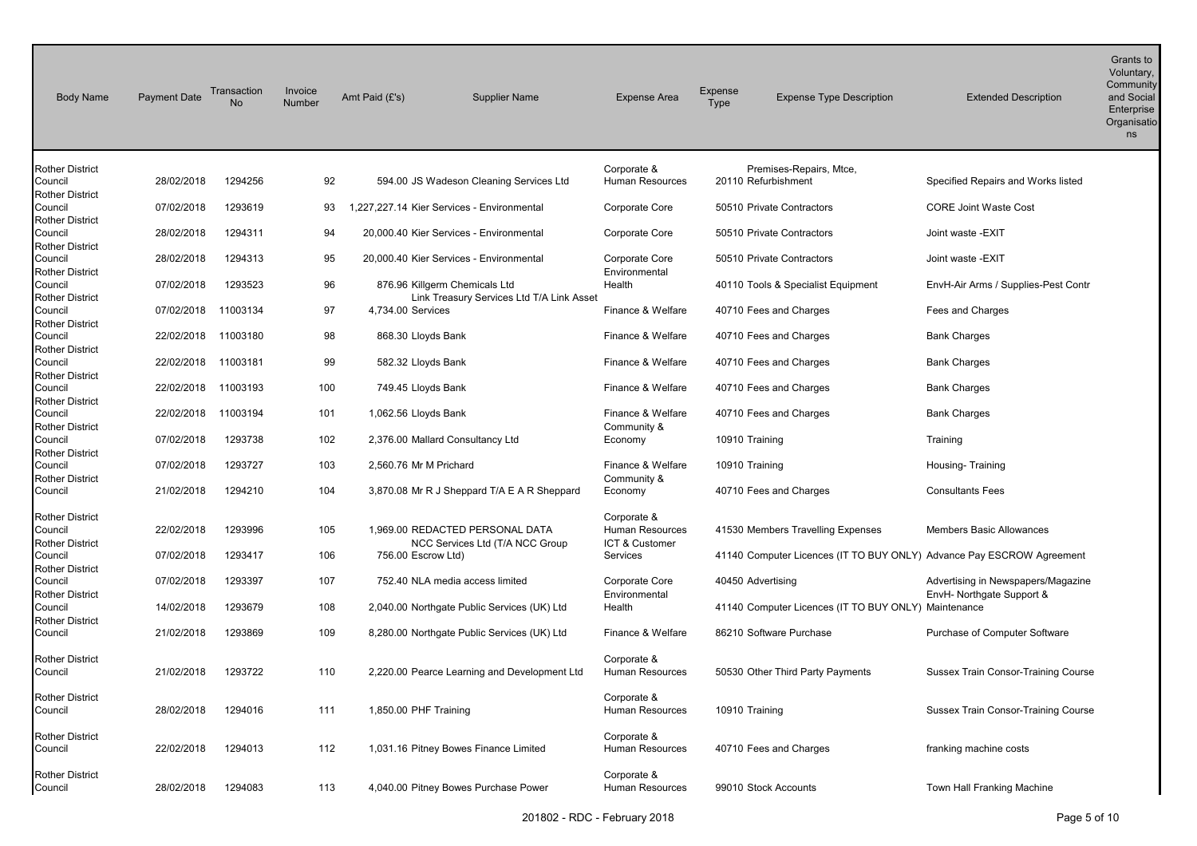| Body Name | Payment Date | Transaction No | Invoice Number | Amt Paid (£'s) | Supplier Name | Expense Area | Expense Type | Expense Type Description | Extended Description | Grants to Voluntary, Community and Social Enterprise Organisations |
|---|---|---|---|---|---|---|---|---|---|---|
| Rother District Council | 28/02/2018 | 1294256 | 92 | 594.00 | JS Wadeson Cleaning Services Ltd | Corporate & Human Resources | 20110 | Premises-Repairs, Mtce, Refurbishment | Specified Repairs and Works listed | |
| Rother District Council | 07/02/2018 | 1293619 | 93 | 1,227,227.14 | Kier Services - Environmental | Corporate Core | 50510 | Private Contractors | CORE Joint Waste Cost | |
| Rother District Council | 28/02/2018 | 1294311 | 94 | 20,000.40 | Kier Services - Environmental | Corporate Core | 50510 | Private Contractors | Joint waste -EXIT | |
| Rother District Council | 28/02/2018 | 1294313 | 95 | 20,000.40 | Kier Services - Environmental | Corporate Core | 50510 | Private Contractors | Joint waste -EXIT | |
| Rother District Council | 07/02/2018 | 1293523 | 96 | 876.96 | Killgerm Chemicals Ltd | Environmental Health | 40110 | Tools & Specialist Equipment | EnvH-Air Arms / Supplies-Pest Contr | |
| Rother District Council | 07/02/2018 | 11003134 | 97 | 4,734.00 | Link Treasury Services Ltd T/A Link Asset Services | Finance & Welfare | 40710 | Fees and Charges | Fees and Charges | |
| Rother District Council | 22/02/2018 | 11003180 | 98 | 868.30 | Lloyds Bank | Finance & Welfare | 40710 | Fees and Charges | Bank Charges | |
| Rother District Council | 22/02/2018 | 11003181 | 99 | 582.32 | Lloyds Bank | Finance & Welfare | 40710 | Fees and Charges | Bank Charges | |
| Rother District Council | 22/02/2018 | 11003193 | 100 | 749.45 | Lloyds Bank | Finance & Welfare | 40710 | Fees and Charges | Bank Charges | |
| Rother District Council | 22/02/2018 | 11003194 | 101 | 1,062.56 | Lloyds Bank | Finance & Welfare | 40710 | Fees and Charges | Bank Charges | |
| Rother District Council | 07/02/2018 | 1293738 | 102 | 2,376.00 | Mallard Consultancy Ltd | Community & Economy | 10910 | Training | Training | |
| Rother District Council | 07/02/2018 | 1293727 | 103 | 2,560.76 | Mr M Prichard | Finance & Welfare | 10910 | Training | Housing- Training | |
| Rother District Council | 21/02/2018 | 1294210 | 104 | 3,870.08 | Mr R J Sheppard T/A E A R Sheppard | Community & Economy | 40710 | Fees and Charges | Consultants Fees | |
| Rother District Council | 22/02/2018 | 1293996 | 105 | 1,969.00 | REDACTED PERSONAL DATA | Corporate & Human Resources | 41530 | Members Travelling Expenses | Members Basic Allowances | |
| Rother District Council | 07/02/2018 | 1293417 | 106 | 756.00 | NCC Services Ltd (T/A NCC Group Escrow Ltd) | ICT & Customer Services | 41140 | Computer Licences (IT TO BUY ONLY) | Advance Pay ESCROW Agreement | |
| Rother District Council | 07/02/2018 | 1293397 | 107 | 752.40 | NLA media access limited | Corporate Core | 40450 | Advertising | Advertising in Newspapers/Magazine | |
| Rother District Council | 14/02/2018 | 1293679 | 108 | 2,040.00 | Northgate Public Services (UK) Ltd | Environmental Health | 41140 | Computer Licences (IT TO BUY ONLY) | EnvH- Northgate Support & Maintenance | |
| Rother District Council | 21/02/2018 | 1293869 | 109 | 8,280.00 | Northgate Public Services (UK) Ltd | Finance & Welfare | 86210 | Software Purchase | Purchase of Computer Software | |
| Rother District Council | 21/02/2018 | 1293722 | 110 | 2,220.00 | Pearce Learning and Development Ltd | Corporate & Human Resources | 50530 | Other Third Party Payments | Sussex Train Consor-Training Course | |
| Rother District Council | 28/02/2018 | 1294016 | 111 | 1,850.00 | PHF Training | Corporate & Human Resources | 10910 | Training | Sussex Train Consor-Training Course | |
| Rother District Council | 22/02/2018 | 1294013 | 112 | 1,031.16 | Pitney Bowes Finance Limited | Corporate & Human Resources | 40710 | Fees and Charges | franking machine costs | |
| Rother District Council | 28/02/2018 | 1294083 | 113 | 4,040.00 | Pitney Bowes Purchase Power | Corporate & Human Resources | 99010 | Stock Accounts | Town Hall Franking Machine | |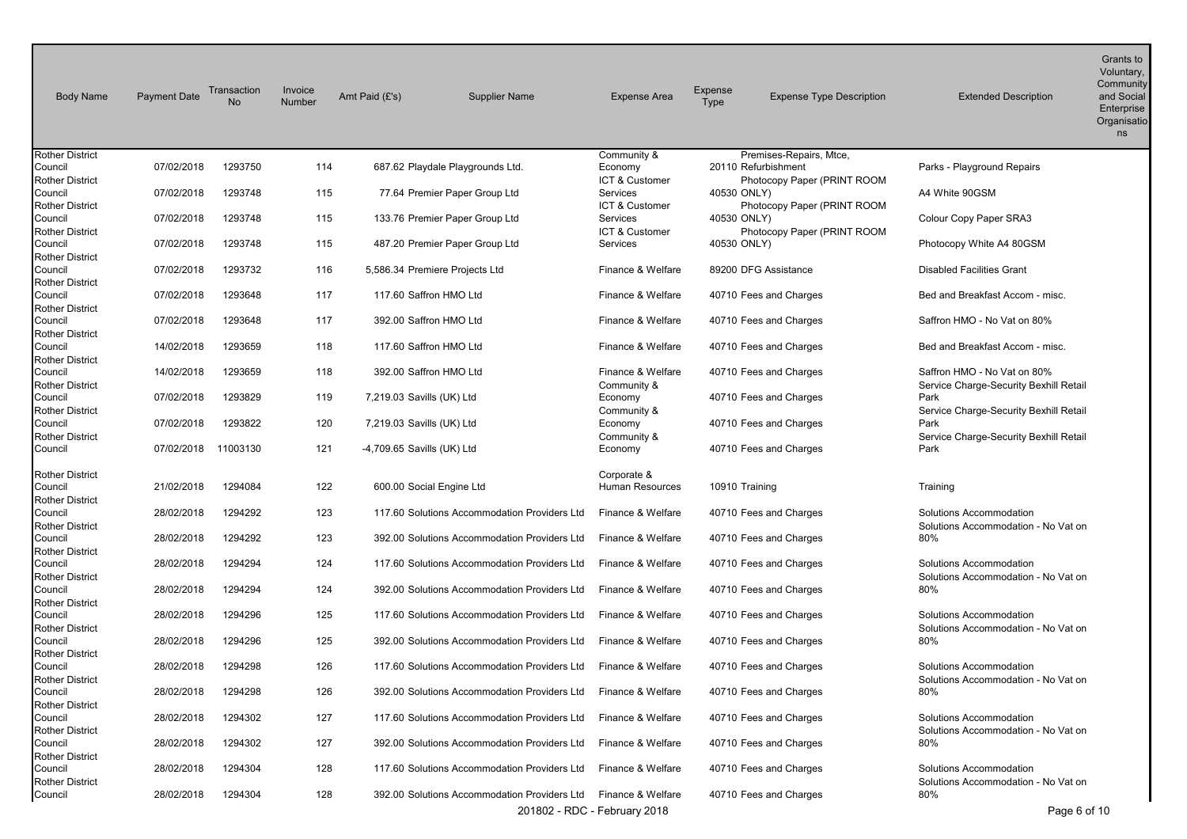| Body Name | Payment Date | Transaction No | Invoice Number | Amt Paid (£'s) | Supplier Name | Expense Area | Expense Type | Expense Type Description | Extended Description | Grants to Voluntary, Community and Social Enterprise Organisations |
|---|---|---|---|---|---|---|---|---|---|---|
| Rother District Council | 07/02/2018 | 1293750 | 114 | 687.62 | Playdale Playgrounds Ltd. | Community & Economy | 20110 | Premises-Repairs, Mtce, Refurbishment | Parks - Playground Repairs | |
| Rother District Council | 07/02/2018 | 1293748 | 115 | 77.64 | Premier Paper Group Ltd | ICT & Customer Services | 40530 | Photocopy Paper (PRINT ROOM ONLY) | A4 White 90GSM | |
| Rother District Council | 07/02/2018 | 1293748 | 115 | 133.76 | Premier Paper Group Ltd | ICT & Customer Services | 40530 | Photocopy Paper (PRINT ROOM ONLY) | Colour Copy Paper SRA3 | |
| Rother District Council | 07/02/2018 | 1293748 | 115 | 487.20 | Premier Paper Group Ltd | ICT & Customer Services | 40530 | Photocopy Paper (PRINT ROOM ONLY) | Photocopy White A4 80GSM | |
| Rother District Council | 07/02/2018 | 1293732 | 116 | 5,586.34 | Premiere Projects Ltd | Finance & Welfare | 89200 | DFG Assistance | Disabled Facilities Grant | |
| Rother District Council | 07/02/2018 | 1293648 | 117 | 117.60 | Saffron HMO Ltd | Finance & Welfare | 40710 | Fees and Charges | Bed and Breakfast Accom - misc. | |
| Rother District Council | 07/02/2018 | 1293648 | 117 | 392.00 | Saffron HMO Ltd | Finance & Welfare | 40710 | Fees and Charges | Saffron HMO - No Vat on 80% | |
| Rother District Council | 14/02/2018 | 1293659 | 118 | 117.60 | Saffron HMO Ltd | Finance & Welfare | 40710 | Fees and Charges | Bed and Breakfast Accom - misc. | |
| Rother District Council | 14/02/2018 | 1293659 | 118 | 392.00 | Saffron HMO Ltd | Finance & Welfare | 40710 | Fees and Charges | Saffron HMO - No Vat on 80% | |
| Rother District Council | 07/02/2018 | 1293829 | 119 | 7,219.03 | Savills (UK) Ltd | Community & Economy | 40710 | Fees and Charges | Service Charge-Security Bexhill Retail Park | |
| Rother District Council | 07/02/2018 | 1293822 | 120 | 7,219.03 | Savills (UK) Ltd | Community & Economy | 40710 | Fees and Charges | Service Charge-Security Bexhill Retail Park | |
| Rother District Council | 07/02/2018 | 11003130 | 121 | -4,709.65 | Savills (UK) Ltd | Community & Economy | 40710 | Fees and Charges | Service Charge-Security Bexhill Retail Park | |
| Rother District Council | 21/02/2018 | 1294084 | 122 | 600.00 | Social Engine Ltd | Corporate & Human Resources | 10910 | Training | Training | |
| Rother District Council | 28/02/2018 | 1294292 | 123 | 117.60 | Solutions Accommodation Providers Ltd | Finance & Welfare | 40710 | Fees and Charges | Solutions Accommodation | |
| Rother District Council | 28/02/2018 | 1294292 | 123 | 392.00 | Solutions Accommodation Providers Ltd | Finance & Welfare | 40710 | Fees and Charges | Solutions Accommodation - No Vat on 80% | |
| Rother District Council | 28/02/2018 | 1294294 | 124 | 117.60 | Solutions Accommodation Providers Ltd | Finance & Welfare | 40710 | Fees and Charges | Solutions Accommodation | |
| Rother District Council | 28/02/2018 | 1294294 | 124 | 392.00 | Solutions Accommodation Providers Ltd | Finance & Welfare | 40710 | Fees and Charges | Solutions Accommodation - No Vat on 80% | |
| Rother District Council | 28/02/2018 | 1294296 | 125 | 117.60 | Solutions Accommodation Providers Ltd | Finance & Welfare | 40710 | Fees and Charges | Solutions Accommodation | |
| Rother District Council | 28/02/2018 | 1294296 | 125 | 392.00 | Solutions Accommodation Providers Ltd | Finance & Welfare | 40710 | Fees and Charges | Solutions Accommodation - No Vat on 80% | |
| Rother District Council | 28/02/2018 | 1294298 | 126 | 117.60 | Solutions Accommodation Providers Ltd | Finance & Welfare | 40710 | Fees and Charges | Solutions Accommodation | |
| Rother District Council | 28/02/2018 | 1294298 | 126 | 392.00 | Solutions Accommodation Providers Ltd | Finance & Welfare | 40710 | Fees and Charges | Solutions Accommodation - No Vat on 80% | |
| Rother District Council | 28/02/2018 | 1294302 | 127 | 117.60 | Solutions Accommodation Providers Ltd | Finance & Welfare | 40710 | Fees and Charges | Solutions Accommodation | |
| Rother District Council | 28/02/2018 | 1294302 | 127 | 392.00 | Solutions Accommodation Providers Ltd | Finance & Welfare | 40710 | Fees and Charges | Solutions Accommodation - No Vat on 80% | |
| Rother District Council | 28/02/2018 | 1294304 | 128 | 117.60 | Solutions Accommodation Providers Ltd | Finance & Welfare | 40710 | Fees and Charges | Solutions Accommodation | |
| Rother District Council | 28/02/2018 | 1294304 | 128 | 392.00 | Solutions Accommodation Providers Ltd | Finance & Welfare | 40710 | Fees and Charges | Solutions Accommodation - No Vat on 80% | |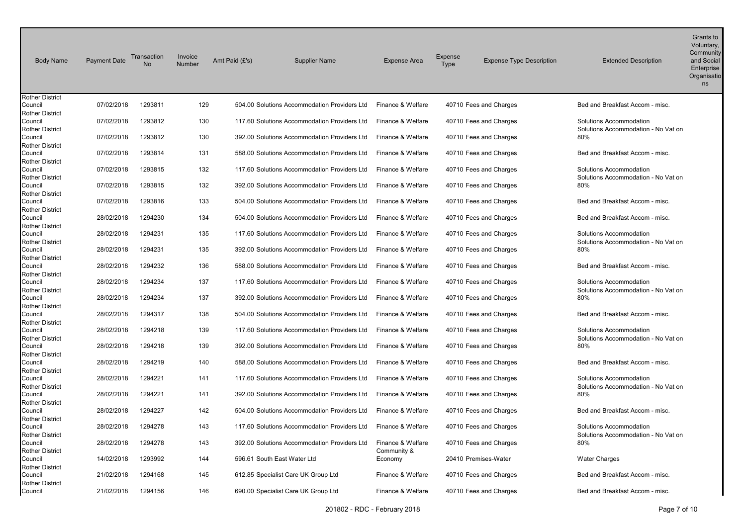| Body Name | Payment Date | Transaction No | Invoice Number | Amt Paid (£'s) | Supplier Name | Expense Area | Expense Type | Expense Type Description | Extended Description | Grants to Voluntary, Community and Social Enterprise Organisations |
|---|---|---|---|---|---|---|---|---|---|---|
| Rother District Council | 07/02/2018 | 1293811 | 129 | 504.00 | Solutions Accommodation Providers Ltd | Finance & Welfare | 40710 | Fees and Charges | Bed and Breakfast Accom - misc. | |
| Rother District Council | 07/02/2018 | 1293812 | 130 | 117.60 | Solutions Accommodation Providers Ltd | Finance & Welfare | 40710 | Fees and Charges | Solutions Accommodation | |
| Rother District Council | 07/02/2018 | 1293812 | 130 | 392.00 | Solutions Accommodation Providers Ltd | Finance & Welfare | 40710 | Fees and Charges | Solutions Accommodation - No Vat on 80% | |
| Rother District Council | 07/02/2018 | 1293814 | 131 | 588.00 | Solutions Accommodation Providers Ltd | Finance & Welfare | 40710 | Fees and Charges | Bed and Breakfast Accom - misc. | |
| Rother District Council | 07/02/2018 | 1293815 | 132 | 117.60 | Solutions Accommodation Providers Ltd | Finance & Welfare | 40710 | Fees and Charges | Solutions Accommodation | |
| Rother District Council | 07/02/2018 | 1293815 | 132 | 392.00 | Solutions Accommodation Providers Ltd | Finance & Welfare | 40710 | Fees and Charges | Solutions Accommodation - No Vat on 80% | |
| Rother District Council | 07/02/2018 | 1293816 | 133 | 504.00 | Solutions Accommodation Providers Ltd | Finance & Welfare | 40710 | Fees and Charges | Bed and Breakfast Accom - misc. | |
| Rother District Council | 28/02/2018 | 1294230 | 134 | 504.00 | Solutions Accommodation Providers Ltd | Finance & Welfare | 40710 | Fees and Charges | Bed and Breakfast Accom - misc. | |
| Rother District Council | 28/02/2018 | 1294231 | 135 | 117.60 | Solutions Accommodation Providers Ltd | Finance & Welfare | 40710 | Fees and Charges | Solutions Accommodation | |
| Rother District Council | 28/02/2018 | 1294231 | 135 | 392.00 | Solutions Accommodation Providers Ltd | Finance & Welfare | 40710 | Fees and Charges | Solutions Accommodation - No Vat on 80% | |
| Rother District Council | 28/02/2018 | 1294232 | 136 | 588.00 | Solutions Accommodation Providers Ltd | Finance & Welfare | 40710 | Fees and Charges | Bed and Breakfast Accom - misc. | |
| Rother District Council | 28/02/2018 | 1294234 | 137 | 117.60 | Solutions Accommodation Providers Ltd | Finance & Welfare | 40710 | Fees and Charges | Solutions Accommodation | |
| Rother District Council | 28/02/2018 | 1294234 | 137 | 392.00 | Solutions Accommodation Providers Ltd | Finance & Welfare | 40710 | Fees and Charges | Solutions Accommodation - No Vat on 80% | |
| Rother District Council | 28/02/2018 | 1294317 | 138 | 504.00 | Solutions Accommodation Providers Ltd | Finance & Welfare | 40710 | Fees and Charges | Bed and Breakfast Accom - misc. | |
| Rother District Council | 28/02/2018 | 1294218 | 139 | 117.60 | Solutions Accommodation Providers Ltd | Finance & Welfare | 40710 | Fees and Charges | Solutions Accommodation | |
| Rother District Council | 28/02/2018 | 1294218 | 139 | 392.00 | Solutions Accommodation Providers Ltd | Finance & Welfare | 40710 | Fees and Charges | Solutions Accommodation - No Vat on 80% | |
| Rother District Council | 28/02/2018 | 1294219 | 140 | 588.00 | Solutions Accommodation Providers Ltd | Finance & Welfare | 40710 | Fees and Charges | Bed and Breakfast Accom - misc. | |
| Rother District Council | 28/02/2018 | 1294221 | 141 | 117.60 | Solutions Accommodation Providers Ltd | Finance & Welfare | 40710 | Fees and Charges | Solutions Accommodation | |
| Rother District Council | 28/02/2018 | 1294221 | 141 | 392.00 | Solutions Accommodation Providers Ltd | Finance & Welfare | 40710 | Fees and Charges | Solutions Accommodation - No Vat on 80% | |
| Rother District Council | 28/02/2018 | 1294227 | 142 | 504.00 | Solutions Accommodation Providers Ltd | Finance & Welfare | 40710 | Fees and Charges | Bed and Breakfast Accom - misc. | |
| Rother District Council | 28/02/2018 | 1294278 | 143 | 117.60 | Solutions Accommodation Providers Ltd | Finance & Welfare | 40710 | Fees and Charges | Solutions Accommodation | |
| Rother District Council | 28/02/2018 | 1294278 | 143 | 392.00 | Solutions Accommodation Providers Ltd | Finance & Welfare | 40710 | Fees and Charges | Solutions Accommodation - No Vat on 80% | |
| Rother District Council | 14/02/2018 | 1293992 | 144 | 596.61 | South East Water Ltd | Community & Economy | 20410 | Premises-Water | Water Charges | |
| Rother District Council | 21/02/2018 | 1294168 | 145 | 612.85 | Specialist Care UK Group Ltd | Finance & Welfare | 40710 | Fees and Charges | Bed and Breakfast Accom - misc. | |
| Rother District Council | 21/02/2018 | 1294156 | 146 | 690.00 | Specialist Care UK Group Ltd | Finance & Welfare | 40710 | Fees and Charges | Bed and Breakfast Accom - misc. | |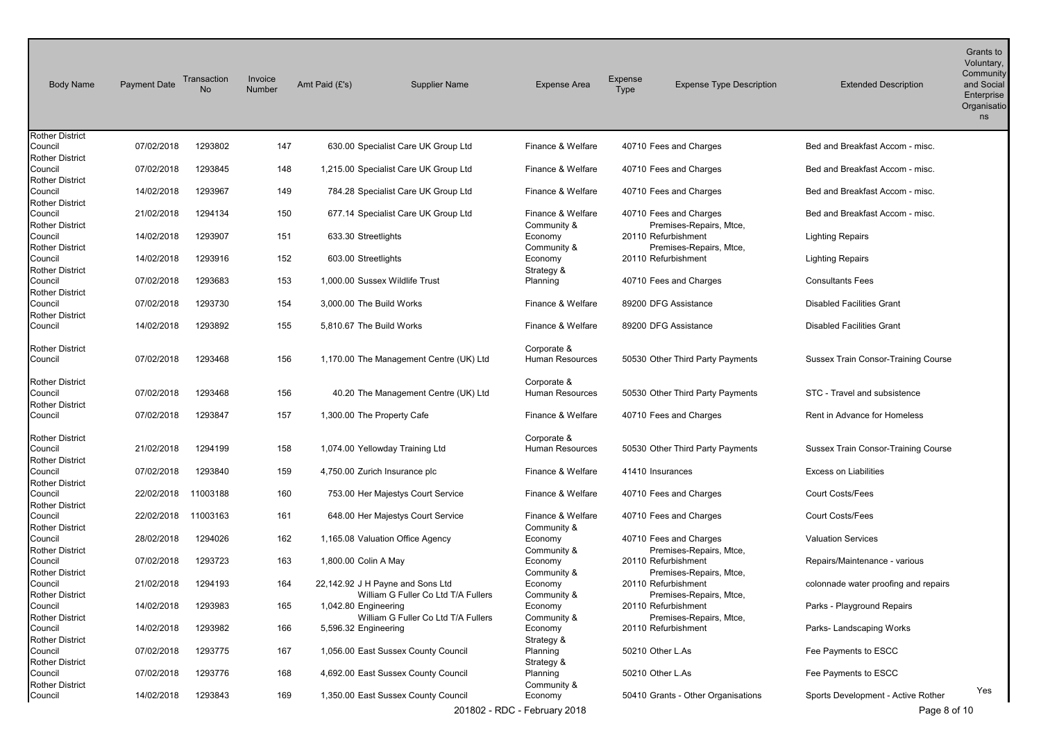| Body Name | Payment Date | Transaction No | Invoice Number | Amt Paid (£'s) | Supplier Name | Expense Area | Expense Type | Expense Type Description | Extended Description | Grants to Voluntary, Community and Social Enterprise Organisations |
|---|---|---|---|---|---|---|---|---|---|---|
| Rother District Council | 07/02/2018 | 1293802 | 147 | 630.00 | Specialist Care UK Group Ltd | Finance & Welfare | 40710 | Fees and Charges | Bed and Breakfast Accom - misc. | |
| Rother District Council | 07/02/2018 | 1293845 | 148 | 1,215.00 | Specialist Care UK Group Ltd | Finance & Welfare | 40710 | Fees and Charges | Bed and Breakfast Accom - misc. | |
| Rother District Council | 14/02/2018 | 1293967 | 149 | 784.28 | Specialist Care UK Group Ltd | Finance & Welfare | 40710 | Fees and Charges | Bed and Breakfast Accom - misc. | |
| Rother District Council | 21/02/2018 | 1294134 | 150 | 677.14 | Specialist Care UK Group Ltd | Finance & Welfare | 40710 | Fees and Charges | Bed and Breakfast Accom - misc. | |
| Rother District Council | 14/02/2018 | 1293907 | 151 | 633.30 | Streetlights | Community & Economy | 20110 | Premises-Repairs, Mtce, Refurbishment | Lighting Repairs | |
| Rother District Council | 14/02/2018 | 1293916 | 152 | 603.00 | Streetlights | Community & Economy | 20110 | Premises-Repairs, Mtce, Refurbishment | Lighting Repairs | |
| Rother District Council | 07/02/2018 | 1293683 | 153 | 1,000.00 | Sussex Wildlife Trust | Strategy & Planning | 40710 | Fees and Charges | Consultants Fees | |
| Rother District Council | 07/02/2018 | 1293730 | 154 | 3,000.00 | The Build Works | Finance & Welfare | 89200 | DFG Assistance | Disabled Facilities Grant | |
| Rother District Council | 14/02/2018 | 1293892 | 155 | 5,810.67 | The Build Works | Finance & Welfare | 89200 | DFG Assistance | Disabled Facilities Grant | |
| Rother District Council | 07/02/2018 | 1293468 | 156 | 1,170.00 | The Management Centre (UK) Ltd | Corporate & Human Resources | 50530 | Other Third Party Payments | Sussex Train Consor-Training Course | |
| Rother District Council | 07/02/2018 | 1293468 | 156 | 40.20 | The Management Centre (UK) Ltd | Corporate & Human Resources | 50530 | Other Third Party Payments | STC - Travel and subsistence | |
| Rother District Council | 07/02/2018 | 1293847 | 157 | 1,300.00 | The Property Cafe | Finance & Welfare | 40710 | Fees and Charges | Rent in Advance for Homeless | |
| Rother District Council | 21/02/2018 | 1294199 | 158 | 1,074.00 | Yellowday Training Ltd | Corporate & Human Resources | 50530 | Other Third Party Payments | Sussex Train Consor-Training Course | |
| Rother District Council | 07/02/2018 | 1293840 | 159 | 4,750.00 | Zurich Insurance plc | Finance & Welfare | 41410 | Insurances | Excess on Liabilities | |
| Rother District Council | 22/02/2018 | 11003188 | 160 | 753.00 | Her Majestys Court Service | Finance & Welfare | 40710 | Fees and Charges | Court Costs/Fees | |
| Rother District Council | 22/02/2018 | 11003163 | 161 | 648.00 | Her Majestys Court Service | Finance & Welfare | 40710 | Fees and Charges | Court Costs/Fees | |
| Rother District Council | 28/02/2018 | 1294026 | 162 | 1,165.08 | Valuation Office Agency | Community & Economy | 40710 | Fees and Charges | Valuation Services | |
| Rother District Council | 07/02/2018 | 1293723 | 163 | 1,800.00 | Colin A May | Community & Economy | 20110 | Premises-Repairs, Mtce, Refurbishment | Repairs/Maintenance - various | |
| Rother District Council | 21/02/2018 | 1294193 | 164 | 22,142.92 | J H Payne and Sons Ltd | Community & Economy | 20110 | Premises-Repairs, Mtce, Refurbishment | colonnade water proofing and repairs | |
| Rother District Council | 14/02/2018 | 1293983 | 165 | 1,042.80 | William G Fuller Co Ltd T/A Fullers Engineering | Community & Economy | 20110 | Premises-Repairs, Mtce, Refurbishment | Parks - Playground Repairs | |
| Rother District Council | 14/02/2018 | 1293982 | 166 | 5,596.32 | William G Fuller Co Ltd T/A Fullers Engineering | Community & Economy | 20110 | Premises-Repairs, Mtce, Refurbishment | Parks- Landscaping Works | |
| Rother District Council | 07/02/2018 | 1293775 | 167 | 1,056.00 | East Sussex County Council | Strategy & Planning | 50210 | Other L.As | Fee Payments to ESCC | |
| Rother District Council | 07/02/2018 | 1293776 | 168 | 4,692.00 | East Sussex County Council | Strategy & Planning | 50210 | Other L.As | Fee Payments to ESCC | |
| Rother District Council | 14/02/2018 | 1293843 | 169 | 1,350.00 | East Sussex County Council | Community & Economy | 50410 | Grants - Other Organisations | Sports Development - Active Rother | Yes |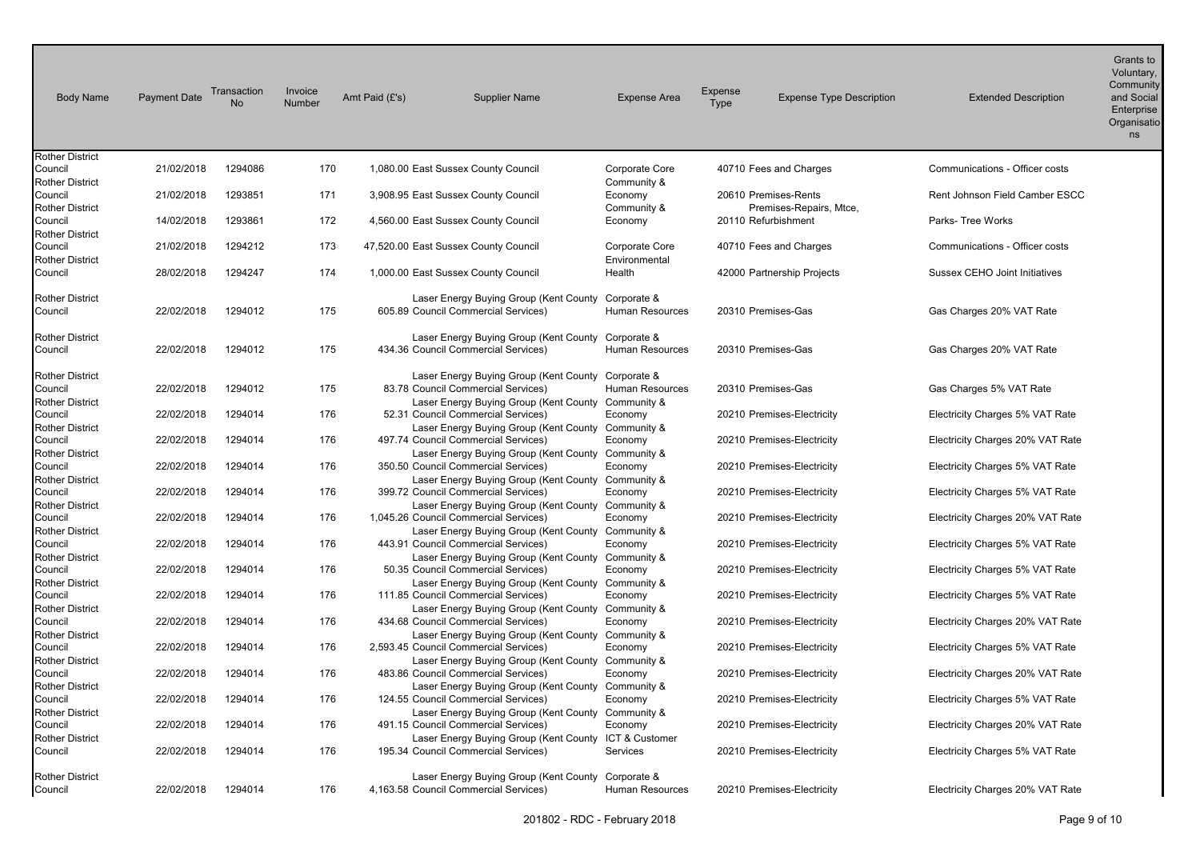| Body Name | Payment Date | Transaction No | Invoice Number | Amt Paid (£'s) | Supplier Name | Expense Area | Expense Type | Expense Type Description | Extended Description | Grants to Voluntary, Community and Social Enterprise Organisations |
|---|---|---|---|---|---|---|---|---|---|---|
| Rother District Council | 21/02/2018 | 1294086 | 170 | 1,080.00 | East Sussex County Council | Corporate Core | 40710 | Fees and Charges | Communications - Officer costs | |
| Rother District Council | 21/02/2018 | 1293851 | 171 | 3,908.95 | East Sussex County Council | Community & Economy | 20610 | Premises-Rents | Rent Johnson Field Camber ESCC | |
| Rother District Council | 14/02/2018 | 1293861 | 172 | 4,560.00 | East Sussex County Council | Community & Economy | 20110 | Premises-Repairs, Mtce, Refurbishment | Parks- Tree Works | |
| Rother District Council | 21/02/2018 | 1294212 | 173 | 47,520.00 | East Sussex County Council | Corporate Core | 40710 | Fees and Charges | Communications - Officer costs | |
| Rother District Council | 28/02/2018 | 1294247 | 174 | 1,000.00 | East Sussex County Council | Environmental Health | 42000 | Partnership Projects | Sussex CEHO Joint Initiatives | |
| Rother District Council | 22/02/2018 | 1294012 | 175 | 605.89 | Laser Energy Buying Group (Kent County Council Commercial Services) | Corporate & Human Resources | 20310 | Premises-Gas | Gas Charges 20% VAT Rate | |
| Rother District Council | 22/02/2018 | 1294012 | 175 | 434.36 | Laser Energy Buying Group (Kent County Council Commercial Services) | Corporate & Human Resources | 20310 | Premises-Gas | Gas Charges 20% VAT Rate | |
| Rother District Council | 22/02/2018 | 1294012 | 175 | 83.78 | Laser Energy Buying Group (Kent County Council Commercial Services) | Corporate & Human Resources | 20310 | Premises-Gas | Gas Charges 5% VAT Rate | |
| Rother District Council | 22/02/2018 | 1294014 | 176 | 52.31 | Laser Energy Buying Group (Kent County Council Commercial Services) | Community & Economy | 20210 | Premises-Electricity | Electricity Charges 5% VAT Rate | |
| Rother District Council | 22/02/2018 | 1294014 | 176 | 497.74 | Laser Energy Buying Group (Kent County Council Commercial Services) | Community & Economy | 20210 | Premises-Electricity | Electricity Charges 20% VAT Rate | |
| Rother District Council | 22/02/2018 | 1294014 | 176 | 350.50 | Laser Energy Buying Group (Kent County Council Commercial Services) | Community & Economy | 20210 | Premises-Electricity | Electricity Charges 5% VAT Rate | |
| Rother District Council | 22/02/2018 | 1294014 | 176 | 399.72 | Laser Energy Buying Group (Kent County Council Commercial Services) | Community & Economy | 20210 | Premises-Electricity | Electricity Charges 5% VAT Rate | |
| Rother District Council | 22/02/2018 | 1294014 | 176 | 1,045.26 | Laser Energy Buying Group (Kent County Council Commercial Services) | Community & Economy | 20210 | Premises-Electricity | Electricity Charges 20% VAT Rate | |
| Rother District Council | 22/02/2018 | 1294014 | 176 | 443.91 | Laser Energy Buying Group (Kent County Council Commercial Services) | Community & Economy | 20210 | Premises-Electricity | Electricity Charges 5% VAT Rate | |
| Rother District Council | 22/02/2018 | 1294014 | 176 | 50.35 | Laser Energy Buying Group (Kent County Council Commercial Services) | Community & Economy | 20210 | Premises-Electricity | Electricity Charges 5% VAT Rate | |
| Rother District Council | 22/02/2018 | 1294014 | 176 | 111.85 | Laser Energy Buying Group (Kent County Council Commercial Services) | Community & Economy | 20210 | Premises-Electricity | Electricity Charges 5% VAT Rate | |
| Rother District Council | 22/02/2018 | 1294014 | 176 | 434.68 | Laser Energy Buying Group (Kent County Council Commercial Services) | Community & Economy | 20210 | Premises-Electricity | Electricity Charges 20% VAT Rate | |
| Rother District Council | 22/02/2018 | 1294014 | 176 | 2,593.45 | Laser Energy Buying Group (Kent County Council Commercial Services) | Community & Economy | 20210 | Premises-Electricity | Electricity Charges 5% VAT Rate | |
| Rother District Council | 22/02/2018 | 1294014 | 176 | 483.86 | Laser Energy Buying Group (Kent County Council Commercial Services) | Community & Economy | 20210 | Premises-Electricity | Electricity Charges 20% VAT Rate | |
| Rother District Council | 22/02/2018 | 1294014 | 176 | 124.55 | Laser Energy Buying Group (Kent County Council Commercial Services) | Community & Economy | 20210 | Premises-Electricity | Electricity Charges 5% VAT Rate | |
| Rother District Council | 22/02/2018 | 1294014 | 176 | 491.15 | Laser Energy Buying Group (Kent County Council Commercial Services) | Community & Economy | 20210 | Premises-Electricity | Electricity Charges 20% VAT Rate | |
| Rother District Council | 22/02/2018 | 1294014 | 176 | 195.34 | Laser Energy Buying Group (Kent County Council Commercial Services) | ICT & Customer Services | 20210 | Premises-Electricity | Electricity Charges 5% VAT Rate | |
| Rother District Council | 22/02/2018 | 1294014 | 176 | 4,163.58 | Laser Energy Buying Group (Kent County Council Commercial Services) | Corporate & Human Resources | 20210 | Premises-Electricity | Electricity Charges 20% VAT Rate | |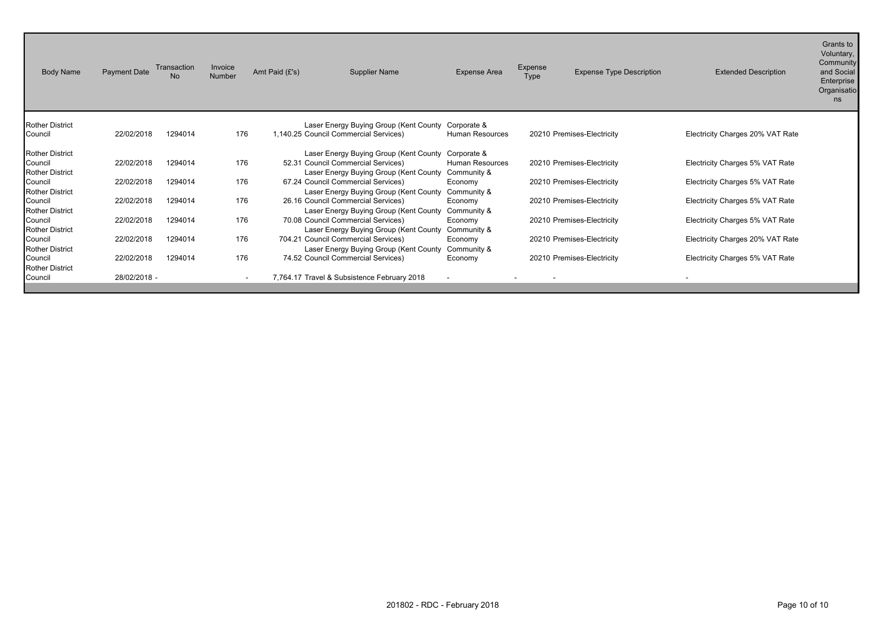| Body Name | Payment Date | Transaction No | Invoice Number | Amt Paid (£'s) | Supplier Name | Expense Area | Expense Type | Expense Type Description | Extended Description | Grants to Voluntary, Community and Social Enterprise Organisations |
|---|---|---|---|---|---|---|---|---|---|---|
| Rother District Council | 22/02/2018 | 1294014 | 176 | 1,140.25 | Laser Energy Buying Group (Kent County Council Commercial Services) | Corporate & Human Resources | 20210 | Premises-Electricity | Electricity Charges 20% VAT Rate | |
| Rother District Council | 22/02/2018 | 1294014 | 176 | 52.31 | Laser Energy Buying Group (Kent County Council Commercial Services) | Corporate & Human Resources | 20210 | Premises-Electricity | Electricity Charges 5% VAT Rate | |
| Rother District Council | 22/02/2018 | 1294014 | 176 | 67.24 | Laser Energy Buying Group (Kent County Council Commercial Services) | Community & Economy | 20210 | Premises-Electricity | Electricity Charges 5% VAT Rate | |
| Rother District Council | 22/02/2018 | 1294014 | 176 | 26.16 | Laser Energy Buying Group (Kent County Council Commercial Services) | Community & Economy | 20210 | Premises-Electricity | Electricity Charges 5% VAT Rate | |
| Rother District Council | 22/02/2018 | 1294014 | 176 | 70.08 | Laser Energy Buying Group (Kent County Council Commercial Services) | Community & Economy | 20210 | Premises-Electricity | Electricity Charges 5% VAT Rate | |
| Rother District Council | 22/02/2018 | 1294014 | 176 | 704.21 | Laser Energy Buying Group (Kent County Council Commercial Services) | Community & Economy | 20210 | Premises-Electricity | Electricity Charges 20% VAT Rate | |
| Rother District Council | 22/02/2018 | 1294014 | 176 | 74.52 | Laser Energy Buying Group (Kent County Council Commercial Services) | Community & Economy | 20210 | Premises-Electricity | Electricity Charges 5% VAT Rate | |
| Rother District Council | 28/02/2018 | - | - | 7,764.17 | Travel & Subsistence February 2018 | - | - | - | - | |